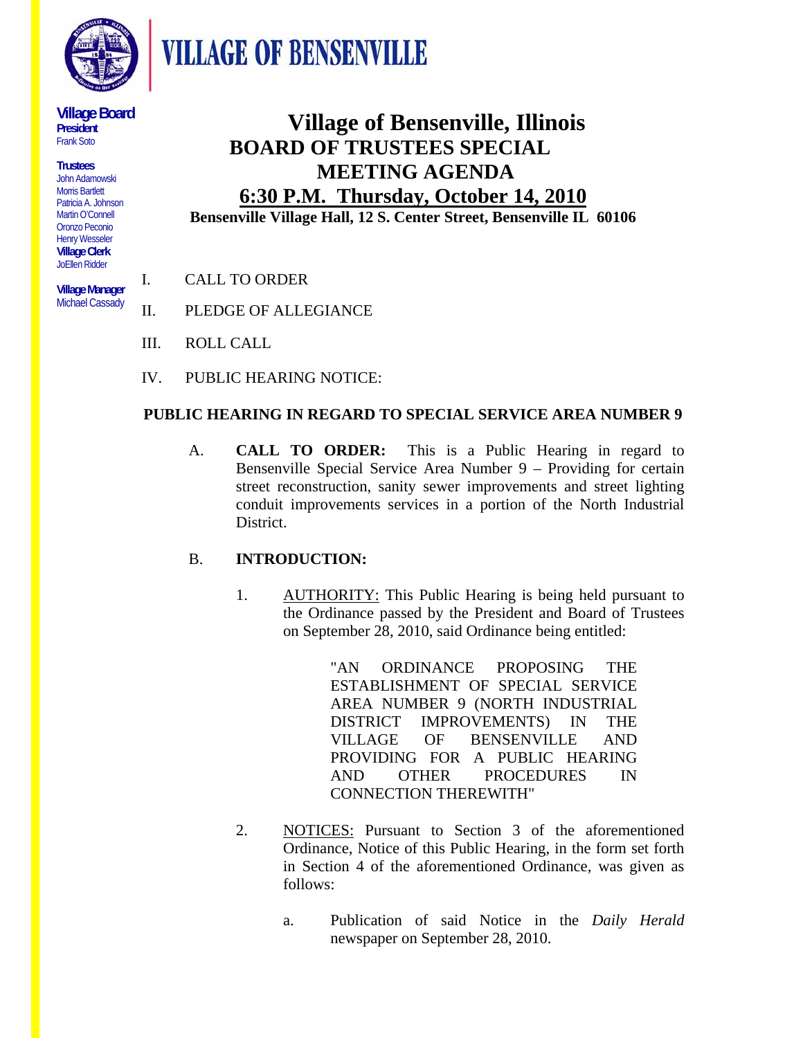# VILLAGE OF BENSENVILLE

**Village Board**
**President**
Frank Soto

**Trustees**
John Adamowski
Morris Bartlett
Patricia A. Johnson
Martin O'Connell
Oronzo Peconio
Henry Wesseler

**Village Clerk**
JoEllen Ridder

**Village Manager**
Michael Cassady

# Village of Bensenville, Illinois
## BOARD OF TRUSTEES SPECIAL MEETING AGENDA
## 6:30 P.M. Thursday, October 14, 2010
**Bensenville Village Hall, 12 S. Center Street, Bensenville IL 60106**

I. CALL TO ORDER

II. PLEDGE OF ALLEGIANCE

III. ROLL CALL

IV. PUBLIC HEARING NOTICE:

**PUBLIC HEARING IN REGARD TO SPECIAL SERVICE AREA NUMBER 9**

A. **CALL TO ORDER:** This is a Public Hearing in regard to Bensenville Special Service Area Number 9 – Providing for certain street reconstruction, sanity sewer improvements and street lighting conduit improvements services in a portion of the North Industrial District.

B. **INTRODUCTION:**

1. AUTHORITY: This Public Hearing is being held pursuant to the Ordinance passed by the President and Board of Trustees on September 28, 2010, said Ordinance being entitled:

   "AN ORDINANCE PROPOSING THE ESTABLISHMENT OF SPECIAL SERVICE AREA NUMBER 9 (NORTH INDUSTRIAL DISTRICT IMPROVEMENTS) IN THE VILLAGE OF BENSENVILLE AND PROVIDING FOR A PUBLIC HEARING AND OTHER PROCEDURES IN CONNECTION THEREWITH"

2. NOTICES: Pursuant to Section 3 of the aforementioned Ordinance, Notice of this Public Hearing, in the form set forth in Section 4 of the aforementioned Ordinance, was given as follows:

   a. Publication of said Notice in the *Daily Herald* newspaper on September 28, 2010.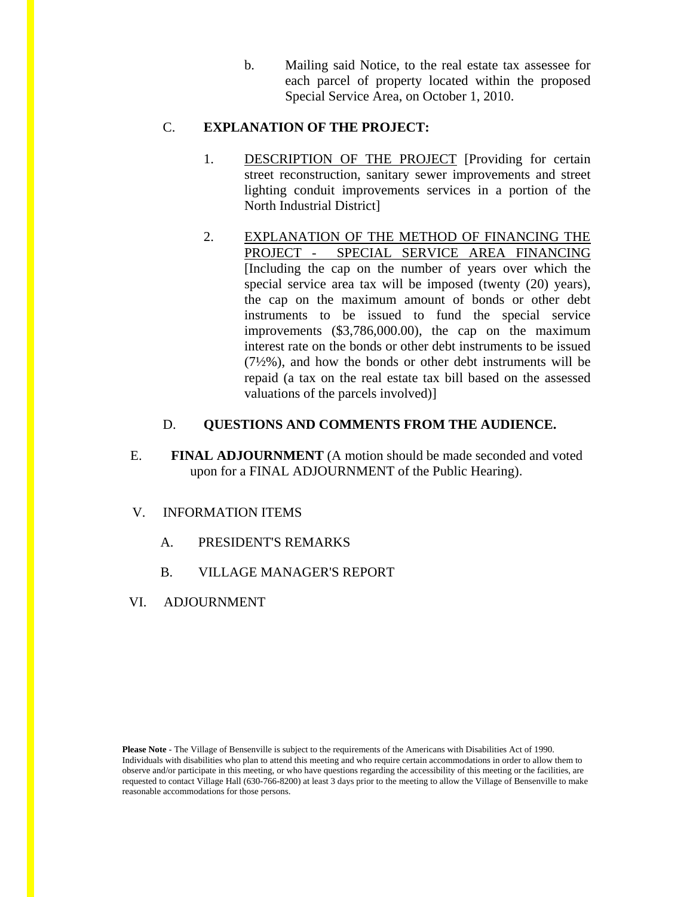b. Mailing said Notice, to the real estate tax assessee for each parcel of property located within the proposed Special Service Area, on October 1, 2010.

C. **EXPLANATION OF THE PROJECT:**

1. <u>DESCRIPTION OF THE PROJECT</u> [Providing for certain street reconstruction, sanitary sewer improvements and street lighting conduit improvements services in a portion of the North Industrial District]

2. <u>EXPLANATION OF THE METHOD OF FINANCING THE PROJECT - SPECIAL SERVICE AREA FINANCING</u> [Including the cap on the number of years over which the special service area tax will be imposed (twenty (20) years), the cap on the maximum amount of bonds or other debt instruments to be issued to fund the special service improvements ($3,786,000.00), the cap on the maximum interest rate on the bonds or other debt instruments to be issued (7½%), and how the bonds or other debt instruments will be repaid (a tax on the real estate tax bill based on the assessed valuations of the parcels involved)]

D. **QUESTIONS AND COMMENTS FROM THE AUDIENCE.**

E. **FINAL ADJOURNMENT** (A motion should be made seconded and voted upon for a FINAL ADJOURNMENT of the Public Hearing).

V. INFORMATION ITEMS

A. PRESIDENT'S REMARKS

B. VILLAGE MANAGER'S REPORT

VI. ADJOURNMENT

**Please Note** - The Village of Bensenville is subject to the requirements of the Americans with Disabilities Act of 1990. Individuals with disabilities who plan to attend this meeting and who require certain accommodations in order to allow them to observe and/or participate in this meeting, or who have questions regarding the accessibility of this meeting or the facilities, are requested to contact Village Hall (630-766-8200) at least 3 days prior to the meeting to allow the Village of Bensenville to make reasonable accommodations for those persons.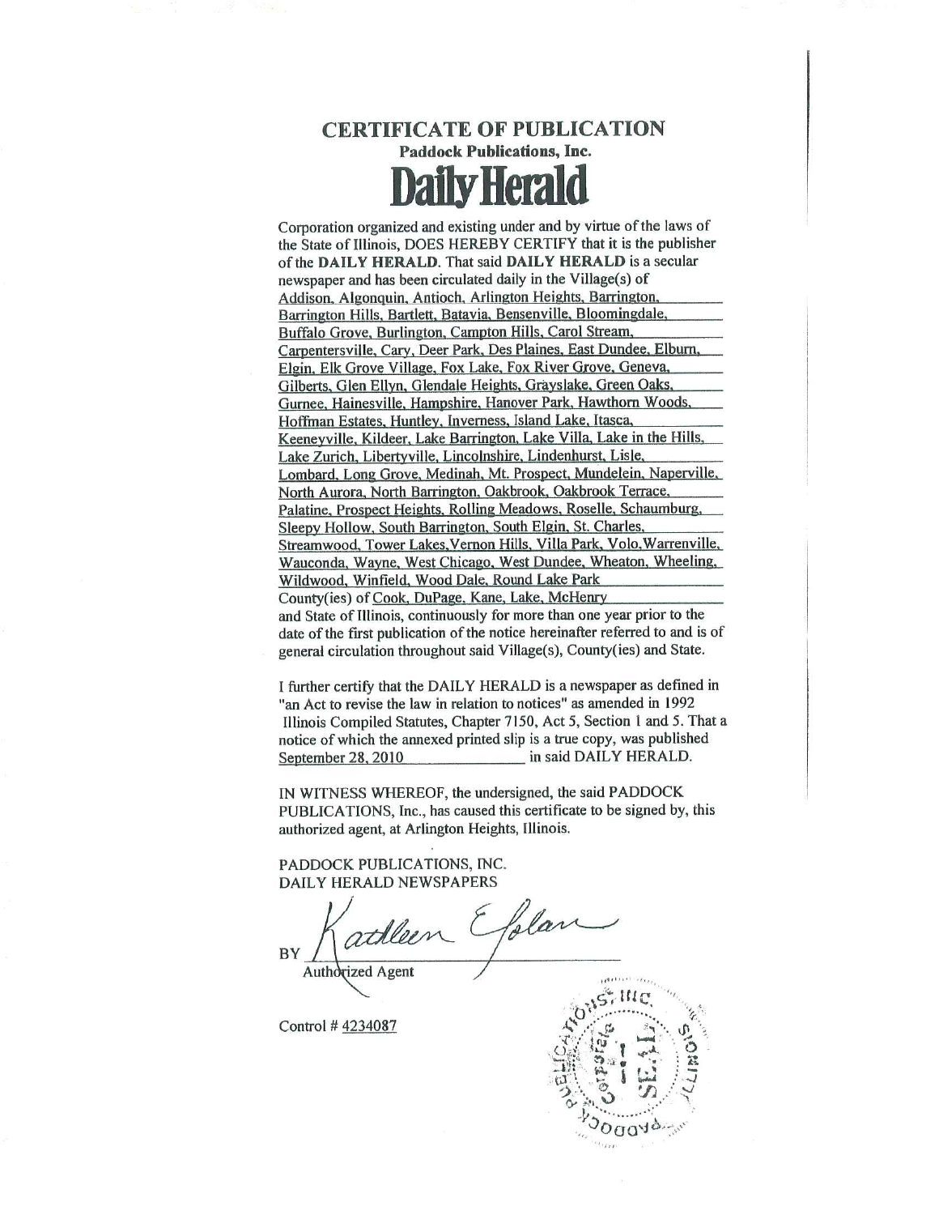# CERTIFICATE OF PUBLICATION

**Paddock Publications, Inc.**

# Daily Herald

Corporation organized and existing under and by virtue of the laws of the State of Illinois, DOES HEREBY CERTIFY that it is the publisher of the **DAILY HERALD**. That said **DAILY HERALD** is a secular newspaper and has been circulated daily in the Village(s) of Addison, Algonquin, Antioch, Arlington Heights, Barrington, Barrington Hills, Bartlett, Batavia, Bensenville, Bloomingdale, Buffalo Grove, Burlington, Campton Hills, Carol Stream, Carpentersville, Cary, Deer Park, Des Plaines, East Dundee, Elburn, Elgin, Elk Grove Village, Fox Lake, Fox River Grove, Geneva, Gilberts, Glen Ellyn, Glendale Heights, Grayslake, Green Oaks, Gurnee, Hainesville, Hampshire, Hanover Park, Hawthorn Woods, Hoffman Estates, Huntley, Inverness, Island Lake, Itasca, Keeneyville, Kildeer, Lake Barrington, Lake Villa, Lake in the Hills, Lake Zurich, Libertyville, Lincolnshire, Lindenhurst, Lisle, Lombard, Long Grove, Medinah, Mt. Prospect, Mundelein, Naperville, North Aurora, North Barrington, Oakbrook, Oakbrook Terrace, Palatine, Prospect Heights, Rolling Meadows, Roselle, Schaumburg, Sleepy Hollow, South Barrington, South Elgin, St. Charles, Streamwood, Tower Lakes, Vernon Hills, Villa Park, Volo, Warrenville, Wauconda, Wayne, West Chicago, West Dundee, Wheaton, Wheeling, Wildwood, Winfield, Wood Dale, Round Lake Park
County(ies) of Cook, DuPage, Kane, Lake, McHenry
and State of Illinois, continuously for more than one year prior to the date of the first publication of the notice hereinafter referred to and is of general circulation throughout said Village(s), County(ies) and State.

I further certify that the DAILY HERALD is a newspaper as defined in "an Act to revise the law in relation to notices" as amended in 1992 Illinois Compiled Statutes, Chapter 7150, Act 5, Section 1 and 5. That a notice of which the annexed printed slip is a true copy, was published September 28, 2010 in said DAILY HERALD.

IN WITNESS WHEREOF, the undersigned, the said PADDOCK PUBLICATIONS, Inc., has caused this certificate to be signed by, this authorized agent, at Arlington Heights, Illinois.

PADDOCK PUBLICATIONS, INC.
DAILY HERALD NEWSPAPERS

BY Kathleen Eaton
Authorized Agent

Control # 4234087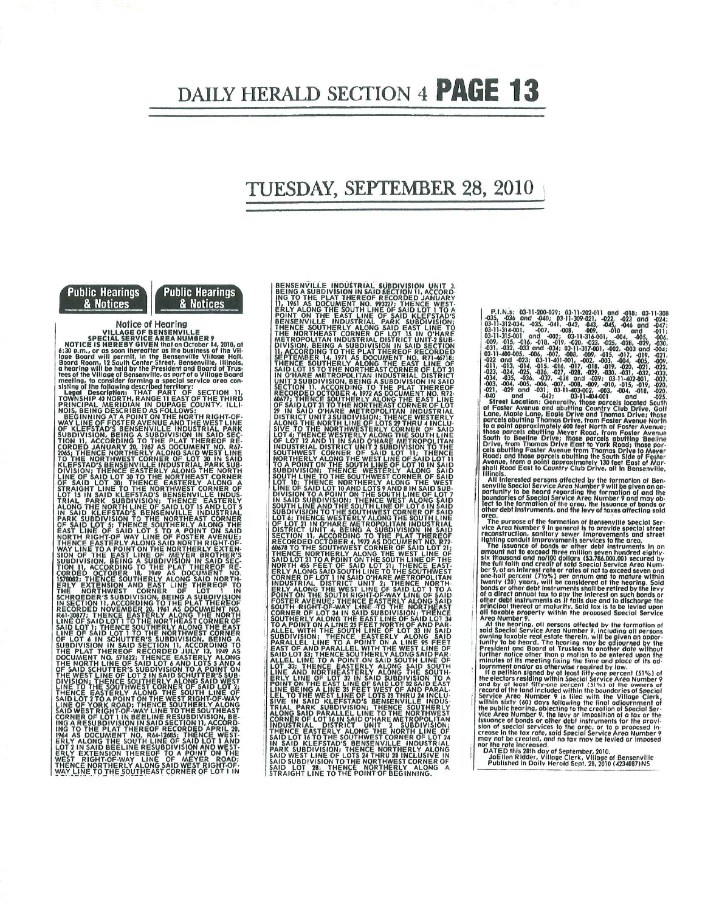# DAILY HERALD SECTION 4 PAGE 13

## TUESDAY, SEPTEMBER 28, 2010

**Public Hearings & Notices** | **Public Hearings & Notices**

### Notice of Hearing

**VILLAGE OF BENSENVILLE**
**SPECIAL SERVICE AREA NUMBER 9**

NOTICE IS HEREBY GIVEN that on October 14, 2010, at 6:30 p.m., or as soon thereafter as the business of the Village Board will permit, in the Bensenville Village Hall, Board Room, 12 South Center Street, Bensenville, Illinois, a hearing will be held by the President and Board of Trustees of the Village of Bensenville, as part of a Village Board meeting, to consider forming a special service area consisting of the following described territory:

Legal Description: THAT PART OF SECTION 11, TOWNSHIP 40 NORTH, RANGE 11 EAST OF THE THIRD PRINCIPAL MERIDIAN IN DUPAGE COUNTY, ILLINOIS, BEING DESCRIBED AS FOLLOWS:

BEGINNING AT A POINT ON THE NORTH RIGHT-OF-WAY LINE OF FOSTER AVENUE AND THE WEST LINE OF KLEFSTAD'S BENSENVILLE INDUSTRIAL PARK SUBDIVISION, BEING A SUBDIVISION IN SAID SECTION 11, ACCORDING TO THE PLAT THEREOF RECORDED JANUARY 20, 1967 AS DOCUMENT NO. R67-2065; THENCE NORTHERLY ALONG SAID WEST LINE TO THE NORTHWEST CORNER OF LOT 30 IN SAID KLEFSTAD'S BENSENVILLE INDUSTRIAL PARK SUBDIVISION; THENCE EASTERLY ALONG THE NORTH LINE OF SAID LOT 30 TO THE NORTHEAST CORNER OF SAID LOT 30; THENCE EASTERLY ALONG A STRAIGHT LINE TO THE NORTHWEST CORNER OF LOT 15 IN SAID KLEFSTAD'S BENSENVILLE INDUSTRIAL PARK SUBDIVISION; THENCE EASTERLY ALONG THE NORTH LINE OF SAID LOT 15 AND LOT 5 IN SAID KLEFSTAD'S BENSENVILLE INDUSTRIAL PARK SUBDIVISION TO THE NORTHEAST CORNER OF SAID LOT 5; THENCE SOUTHERLY ALONG THE EAST LINE OF SAID LOT 5 TO A POINT ON SAID NORTH RIGHT-OF-WAY LINE OF FOSTER AVENUE; THENCE EASTERLY ALONG SAID NORTH RIGHT-OF-WAY LINE TO A POINT ON THE NORTHERLY EXTENSION OF THE EAST LINE OF MEYER BROTHER'S SUBDIVISION, BEING A SUBDIVISION IN SAID SECTION 11, ACCORDING TO THE PLAT THEREOF RECORDED OCTOBER 18, 1949 AS DOCUMENT NO. 1578082; THENCE SOUTHERLY ALONG SAID NORTHERLY EXTENSION AND EAST LINE THEREOF TO THE NORTHWEST CORNER OF LOT 1 IN SCHROEDER'S SUBDIVISION, BEING A SUBDIVISION IN SECTION 11, ACCORDING TO THE PLAT THEREOF RECORDED NOVEMBER 20, 1961 AS DOCUMENT NO. R61-30877; THENCE EASTERLY ALONG THE NORTH LINE OF SAID LOT 1 TO THE NORTHEAST CORNER OF SAID LOT 1; THENCE SOUTHERLY ALONG THE EAST LINE OF SAID LOT 1 TO THE NORTHWEST CORNER OF LOT 6 IN SCHUTTER'S SUBDIVISION, BEING A SUBDIVISION IN SAID SECTION 11, ACCORDING TO THE PLAT THEREOF RECORDED JULY 13, 1949 AS DOCUMENT NO. 571622; THENCE EASTERLY ALONG THE NORTH LINE OF SAID LOT 6 AND LOTS 5 AND 4 OF SAID SCHUTTER'S SUBDIVISION TO A POINT ON THE WEST LINE OF LOT 2 IN SAID SCHUTTER'S SUBDIVISION; THENCE SOUTHERLY ALONG SAID WEST LINE TO THE SOUTHWEST CORNER OF SAID LOT 2; THENCE EASTERLY ALONG THE SOUTH LINE OF SAID LOT 2 TO A POINT ON THE WEST RIGHT-OF-WAY LINE OF YORK ROAD; THENCE SOUTHERLY ALONG SAID WEST RIGHT-OF-WAY LINE TO THE SOUTHEAST CORNER OF LOT 1 IN BEELINE RESUBDIVISION, BEING A RESUBDIVISION IN SAID SECTION 11, ACCORDING TO THE PLAT THEREOF RECORDED APRIL 20, 1964 AS DOCUMENT NO. R64-12685; THENCE WESTERLY ALONG THE SOUTH LINE OF SAID LOT 1 AND LOT 2 IN SAID BEELINE RESUBDIVISION AND WESTERLY EXTENSION THEREOF TO A POINT ON THE WEST RIGHT-OF-WAY LINE OF MEYER ROAD; THENCE NORTHERLY ALONG SAID WEST RIGHT-OF-WAY LINE TO THE SOUTHEAST CORNER OF LOT 1 IN BENSENVILLE INDUSTRIAL SUBDIVISION UNIT 3, BEING A SUBDIVISION IN SAID SECTION 11, ACCORDING TO THE PLAT THEREOF RECORDED JANUARY 11, 1961 AS DOCUMENT NO. 993227; THENCE WESTERLY ALONG THE SOUTH LINE OF SAID LOT 1 TO A POINT ON THE EAST LINE OF SAID KLEFSTAD'S BENSENVILLE INDUSTRIAL PARK SUBDIVISION; THENCE SOUTHERLY ALONG SAID EAST LINE TO THE NORTHEAST CORNER OF LOT 15 IN O'HARE METROPOLITAN INDUSTRIAL DISTRICT UNIT-2 SUBDIVISION, BEING A SUBDIVISION IN SAID SECTION 11, ACCORDING TO THE PLAT THEREOF RECORDED SEPTEMBER 14, 1971 AS DOCUMENT NO. R71-46718; THENCE SOUTHERLY ALONG THE EAST LINE OF SAID LOT 15 TO THE NORTHEAST CORNER OF LOT 31 IN O'HARE METROPOLITAN INDUSTRIAL DISTRICT UNIT 3 SUBDIVISION, BEING A SUBDIVISION IN SAID SECTION 11, ACCORDING TO THE PLAT THEREOF RECORDED OCTOBER 4, 1972 AS DOCUMENT NO. R72-60677; THENCE SOUTHERLY ALONG THE EAST LINE OF SAID LOT 31 TO THE NORTHEAST CORNER OF LOT 29 IN SAID O'HARE METROPOLITAN INDUSTRIAL DISTRICT UNIT 3 SUBDIVISION; THENCE WESTERLY ALONG THE NORTH LINE OF LOTS 29 THRU 4 INCLUSIVE TO THE NORTHWESTERLY CORNER OF SAID LOT 4; THENCE WESTERLY ALONG THE SOUTH LINE OF LOT 12 AND 11 IN SAID O'HARE METROPOLITAN INDUSTRIAL DISTRICT UNIT 2 SUBDIVISION TO THE SOUTHWEST CORNER OF SAID LOT 11; THENCE NORTHERLY ALONG THE WEST LINE OF SAID LOT 11 TO A POINT ON THE SOUTH LINE OF LOT 10 IN SAID SUBDIVISION; THENCE WESTERLY ALONG SAID SOUTH LINE TO THE SOUTHWEST CORNER OF SAID LOT 10; THENCE NORTHERLY ALONG THE WEST LINE OF SAID LOT 10 AND LOTS 9 AND 8 IN SAID SUBDIVISION TO A POINT ON THE SOUTH LINE OF LOT 7 IN SAID SUBDIVISION; THENCE WEST ALONG SAID SOUTH LINE AND THE SOUTH LINE OF LOT 6 IN SAID SUBDIVISION TO THE SOUTHWEST CORNER OF SAID LOT 6; THENCE SOUTHERLY ALONG THE SOUTH LINE OF LOT 21 IN O'HARE METROPOLITAN INDUSTRIAL DISTRICT UNIT 4, BEING A SUBDIVISION IN SAID SECTION 11, ACCORDING TO THE PLAT THEREOF RECORDED OCTOBER 4, 1972 AS DOCUMENT NO. R72-60678 TO THE SOUTHWEST CORNER OF SAID LOT 21; THENCE NORTHERLY ALONG THE WEST LINE OF SAID LOT 21 TO A POINT ON THE SOUTH LINE OF THE NORTH 455 FEET OF SAID LOT 21; THENCE EASTERLY ALONG SAID SOUTH LINE TO THE SOUTHWEST CORNER OF LOT 1 IN SAID O'HARE METROPOLITAN INDUSTRIAL DISTRICT UNIT 2; THENCE NORTHERLY ALONG THE WEST LINE OF SAID LOT 1 TO A POINT ON THE SOUTH RIGHT-OF-WAY LINE OF SAID FOSTER AVENUE; THENCE EASTERLY ALONG SAID SOUTH RIGHT-OF-WAY LINE TO THE NORTHEAST CORNER OF LOT 34 IN SAID SUBDIVISION; THENCE SOUTHERLY ALONG THE EAST LINE OF SAID LOT 34 TO A POINT ON A LINE 25 FEET NORTH OF AND PARALLEL WITH THE SOUTH LINE OF LOT 33 IN SAID SUBDIVISION; THENCE EASTERLY ALONG SAID PARALLEL LINE TO A POINT ON A LINE 95 FEET EAST OF AND PARALLEL WITH THE WEST LINE OF SAID LOT 33; THENCE SOUTHERLY ALONG SAID PARALLEL LINE TO A POINT ON SAID SOUTH LINE OF LOT 33; THENCE EASTERLY ALONG SAID SOUTH LINE AND NORTHEASTERLY ALONG THE SOUTHERLY LINE OF LOT 32 IN SAID SUBDIVISION TO A POINT ON THE EAST LINE OF SAID LOT 32 SAID EAST LINE BEING A LINE 35 FEET WEST OF AND PARALLEL TO THE WEST LINE OF LOTS 28 THRU 24 INCLUSIVE IN SAID KLEFSTAD'S BENSENVILLE INDUSTRIAL PARK SUBDIVISION; THENCE SOUTHERLY ALONG SAID PARALLEL LINE TO THE NORTHWEST CORNER OF LOT 16 IN SAID O'HARE METROPOLITAN INDUSTRIAL DISTRICT UNIT 2 SUBDIVISION; THENCE EASTERLY ALONG THE NORTH LINE OF SAID LOT 16 TO THE SOUTHWEST CORNER OF LOT 24 IN SAID KLEFSTAD'S BENSENVILLE INDUSTRIAL PARK SUBDIVISION; THENCE NORTHERLY ALONG SAID WEST LINE OF LOTS 24 THRU 28 INCLUSIVE IN SAID SUBDIVISION TO THE NORTHWEST CORNER OF SAID LOT 28; THENCE NORTHERLY ALONG A STRAIGHT LINE TO THE POINT OF BEGINNING.

P.I.N.s: 03-11-200-029; 03-11-202-011 and -018; 03-11-308-035, -036 and -040; 03-11-309-021, -022, -023 and -024; 03-11-312-034, -035, -041, -042, -043, -045, -046 and -047; 03-11-314-001, -007, -008, -009, -010 and -011; 03-11-315-001 and -002; 03-11-316-001, -004, -005, -006, -009, -015, -016, -018, -019, -020, -023, -025, -028, -029, -030, -031, -032, -033 and -034; 03-11-317-001, -002, -003 and -004; 03-11-400-005, -006, -007, -008, -009, -015, -017, -019, -021, -022 and -023; 03-11-401-001, -002, -003, -004, -005, -009, -011, -013, -014, -015, -016, -017, -018, -019, -020, -021, -022, -023, -024, -025, -026, -027, -028, -029, -030, -031, -032, -033, -034, -035, -036, -037, -038 and -039; 03-11-402-001, -002, -003, -004, -005, -006, -007, -008, -009, -010, -015, -019, -020, -021, -029 and -031; 03-11-403-002, -003, -004, -018, -020, -040 and -042; 03-11-404-001 and -025.

Street Location: Generally, those parcels located South of Foster Avenue and abutting Country Club Drive, Golf Lane, Maple Lane, Eagle Drive and Thomas Drive; those parcels abutting Thomas Drive, from Foster Avenue North to a point approximately 600 feet North of Foster Avenue; those parcels abutting Meyer Road, from Foster Avenue South to Beeline Drive; those parcels abutting Beeline Drive, from Thomas Drive East to York Road; those parcels abutting Foster Avenue from Thomas Drive to Meyer Road; and those parcels abutting the South Side of Foster Avenue, from a point approximately 130 feet East of Marshall Road East to Country Club Drive, all in Bensenville, Illinois.

All interested persons affected by the formation of Bensenville Special Service Area Number 9 will be given an opportunity to be heard regarding the formation of and the boundaries of Special Service Area Number 9 and may object to the formation of the area, the issuance of bonds or other debt instruments, and the levy of taxes affecting said area.

The purpose of the formation of Bensenville Special Service Area Number 9 in general is to provide special street reconstruction, sanitary sewer improvements and street lighting conduit improvements services to the area.

The issuance of bonds or other debt instruments in an amount not to exceed three million seven hundred eighty-six thousand and no/100 dollars ($3,786,000.00) secured by the full faith and credit of said Special Service Area Number 9, at an interest rate or rates of not to exceed seven and one-half percent (7½%) per annum and to mature within twenty (20) years, will be considered at the hearing. Said bonds or other debt instruments shall be retired by the levy of a direct annual tax to pay the interest on such bonds or other debt instruments as it falls due and to discharge the principal thereof at maturity. Said tax is to be levied upon all taxable property within the proposed Special Service Area Number 9.

At the hearing, all persons affected by the formation of said Special Service Area Number 9, including all persons owning taxable real estate therein, will be given an opportunity to be heard. The hearing may be adjourned by the President and Board of Trustees to another date without further notice other than a motion to be entered upon the minutes of its meeting fixing the time and place of its adjournment and/or as otherwise required by law.

If a petition signed by at least fifty-one percent (51%) of the electors residing within Special Service Area Number 9 and by at least fifty-one percent (51%) of the owners of record of the land included within the boundaries of Special Service Area Number 9 is filed with the Village Clerk, within sixty (60) days following the final adjournment of the public hearing, objecting to the creation of Special Service Area Number 9, the levy or imposition of a tax or the issuance of bonds or other debt instruments for the provision of special services to the area, or to a proposed increase in the tax rate, said Special Service Area Number 9 may not be created, and no tax may be levied or imposed nor the rate increased.

DATED this 28th day of September, 2010.
JoEllen Ridder, Village Clerk, Village of Bensenville
Published in Daily Herald Sept. 28, 2010 (4234087)NS